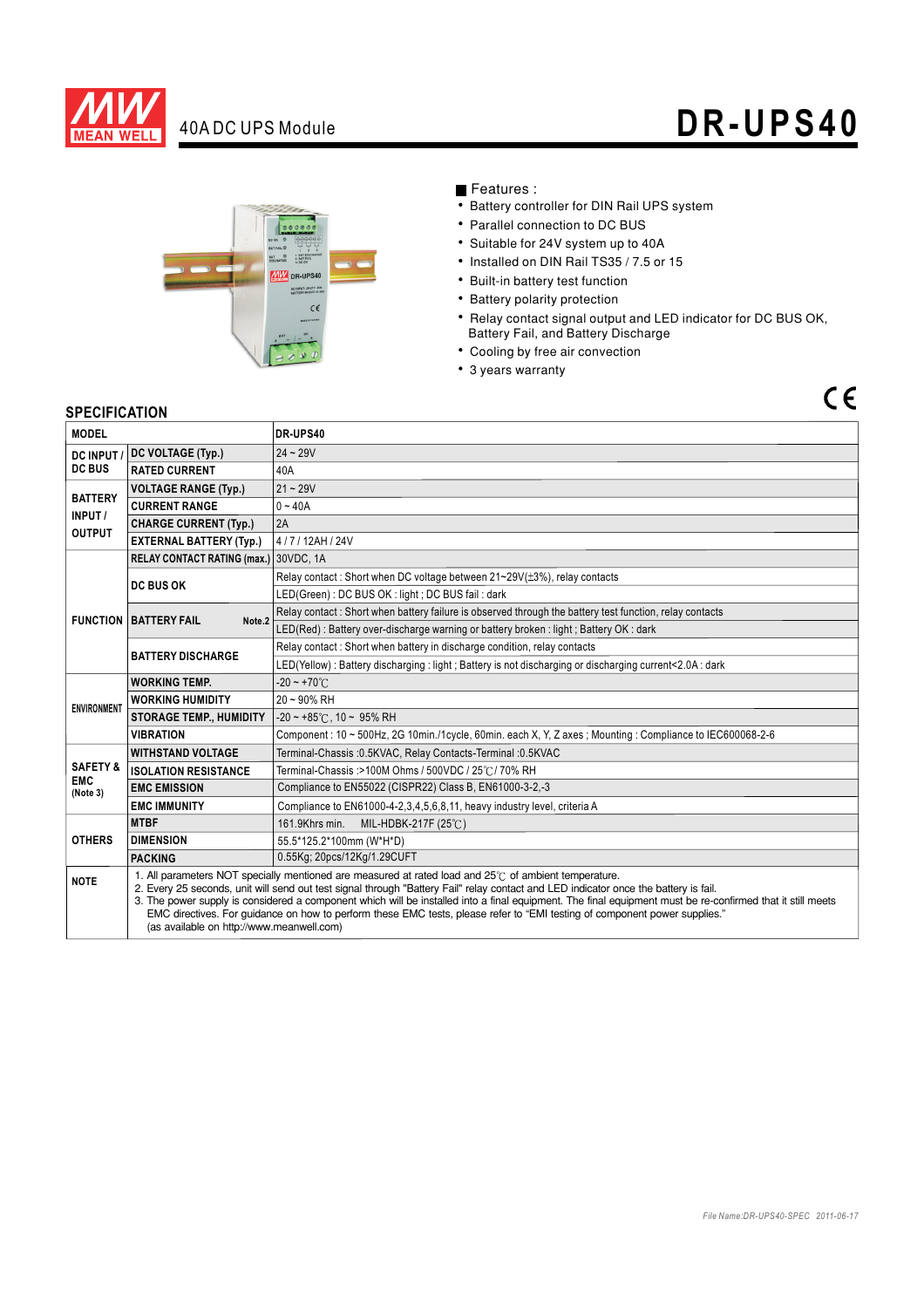MEAN WELL

# 40A DC UPS Module

# DR-UPS40

■ Features :

- Battery controller for DIN Rail UPS system
- Parallel connection to DC BUS
- Suitable for 24V system up to 40A
- Installed on DIN Rail TS35 / 7.5 or 15
- Built-in battery test function
- Battery polarity protection
- Relay contact signal output and LED indicator for DC BUS OK, Battery Fail, and Battery Discharge
- Cooling by free air convection
- 3 years warranty

CE

## SPECIFICATION

| MODEL | | DR-UPS40 |
|---|---|---|
| DC INPUT / DC BUS | DC VOLTAGE (Typ.) | 24 ~ 29V |
| | RATED CURRENT | 40A |
| BATTERY INPUT / OUTPUT | VOLTAGE RANGE (Typ.) | 21 ~ 29V |
| | CURRENT RANGE | 0 ~ 40A |
| | CHARGE CURRENT (Typ.) | 2A |
| | EXTERNAL BATTERY (Typ.) | 4 / 7 / 12AH / 24V |
| FUNCTION | RELAY CONTACT RATING (max.) | 30VDC, 1A |
| | DC BUS OK | Relay contact : Short when DC voltage between 21~29V(±3%), relay contacts |
| | | LED(Green) : DC BUS OK : light ; DC BUS fail : dark |
| | BATTERY FAIL Note.2 | Relay contact : Short when battery failure is observed through the battery test function, relay contacts |
| | | LED(Red) : Battery over-discharge warning or battery broken : light ; Battery OK : dark |
| | BATTERY DISCHARGE | Relay contact : Short when battery in discharge condition, relay contacts |
| | | LED(Yellow) : Battery discharging : light ; Battery is not discharging or discharging current<2.0A : dark |
| ENVIRONMENT | WORKING TEMP. | -20 ~ +70℃ |
| | WORKING HUMIDITY | 20 ~ 90% RH |
| | STORAGE TEMP., HUMIDITY | -20 ~ +85℃, 10 ~ 95% RH |
| | VIBRATION | Component : 10 ~ 500Hz, 2G 10min./1cycle, 60min. each X, Y, Z axes ; Mounting : Compliance to IEC600068-2-6 |
| SAFETY & EMC (Note 3) | WITHSTAND VOLTAGE | Terminal-Chassis :0.5KVAC, Relay Contacts-Terminal :0.5KVAC |
| | ISOLATION RESISTANCE | Terminal-Chassis :>100M Ohms / 500VDC / 25℃/ 70% RH |
| | EMC EMISSION | Compliance to EN55022 (CISPR22) Class B, EN61000-3-2,-3 |
| | EMC IMMUNITY | Compliance to EN61000-4-2,3,4,5,6,8,11, heavy industry level, criteria A |
| OTHERS | MTBF | 161.9Khrs min. MIL-HDBK-217F (25℃) |
| | DIMENSION | 55.5*125.2*100mm (W*H*D) |
| | PACKING | 0.55Kg; 20pcs/12Kg/1.29CUFT |
| NOTE | 1. All parameters NOT specially mentioned are measured at rated load and 25℃ of ambient temperature.<br>2. Every 25 seconds, unit will send out test signal through "Battery Fail" relay contact and LED indicator once the battery is fail.<br>3. The power supply is considered a component which will be installed into a final equipment. The final equipment must be re-confirmed that it still meets EMC directives. For guidance on how to perform these EMC tests, please refer to "EMI testing of component power supplies." (as available on http://www.meanwell.com) | |

File Name:DR-UPS40-SPEC 2011-06-17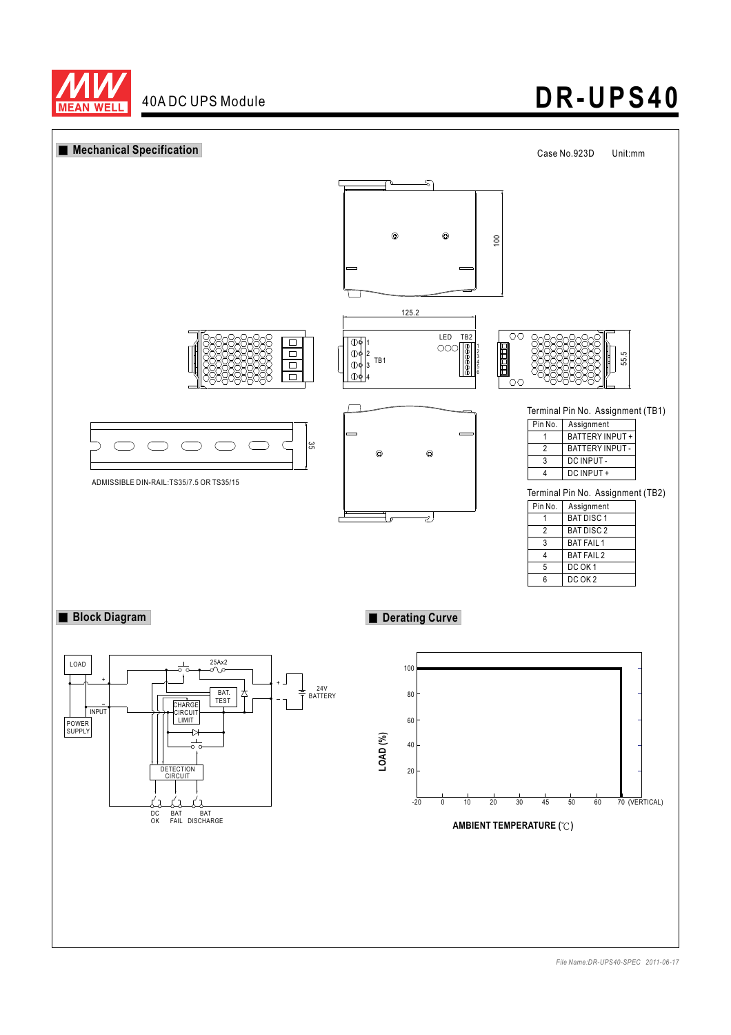## Mechanical Specification

Case No.923D Unit:mm

ADMISSIBLE DIN-RAIL:TS35/7.5 OR TS35/15

Terminal Pin No. Assignment (TB1)

| Pin No. | Assignment |
|---|---|
| 1 | BATTERY INPUT + |
| 2 | BATTERY INPUT - |
| 3 | DC INPUT - |
| 4 | DC INPUT + |

Terminal Pin No. Assignment (TB2)

| Pin No. | Assignment |
|---|---|
| 1 | BAT DISC 1 |
| 2 | BAT DISC 2 |
| 3 | BAT FAIL 1 |
| 4 | BAT FAIL 2 |
| 5 | DC OK 1 |
| 6 | DC OK 2 |

## Block Diagram

## Derating Curve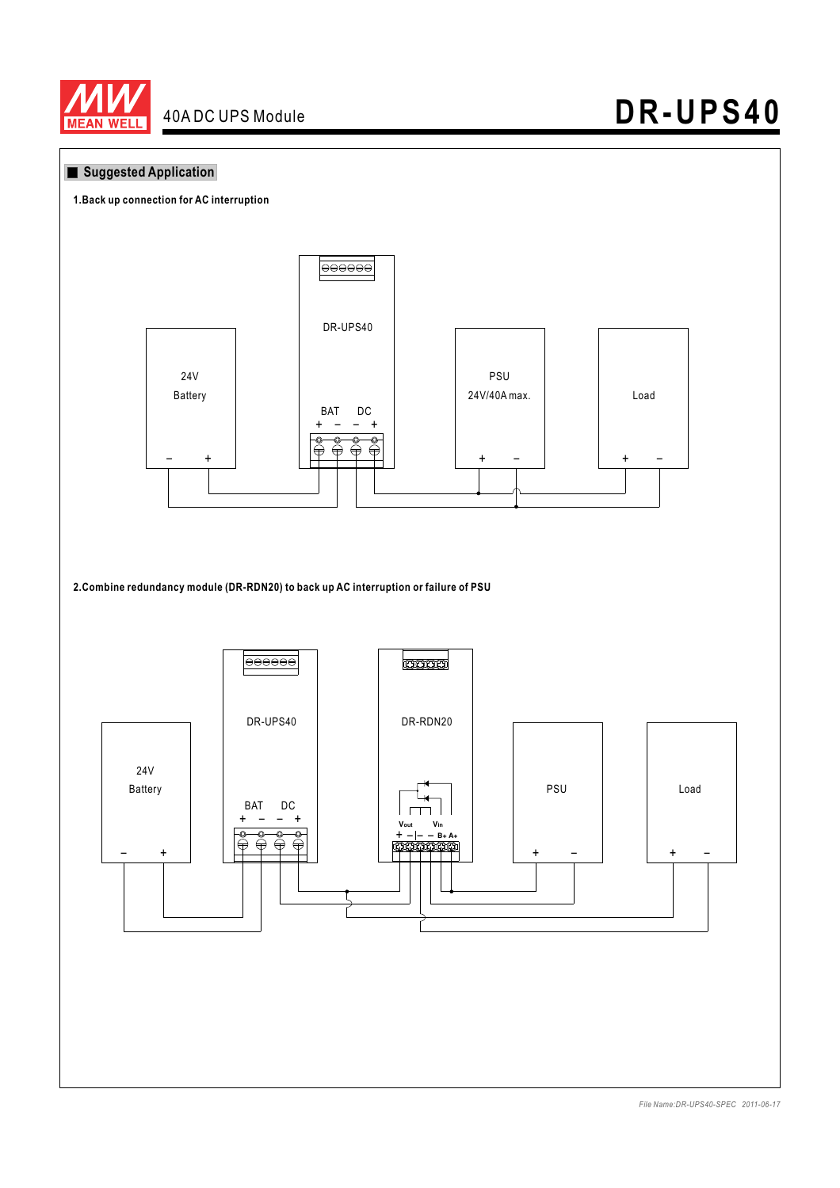## Suggested Application

**1.Back up connection for AC interruption**

DR-UPS40

24V
Battery

BAT DC
\+ − − +

− +

PSU
24V/40A max.

\+ −

Load

\+ −

**2.Combine redundancy module (DR-RDN20) to back up AC interruption or failure of PSU**

DR-UPS40

DR-RDN20

24V
Battery

BAT DC
\+ − − +

− +

Vout Vin
\+ − − B+ A+

PSU

\+ −

Load

\+ −